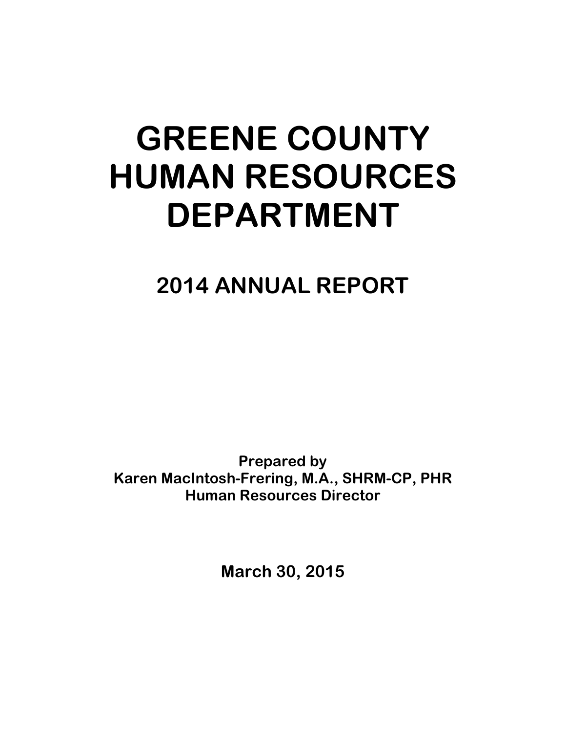# GREENE COUNTY HUMAN RESOURCES DEPARTMENT

## 2014 ANNUAL REPORT

**Prepared by**
**Karen MacIntosh-Frering, M.A., SHRM-CP, PHR**
**Human Resources Director**

**March 30, 2015**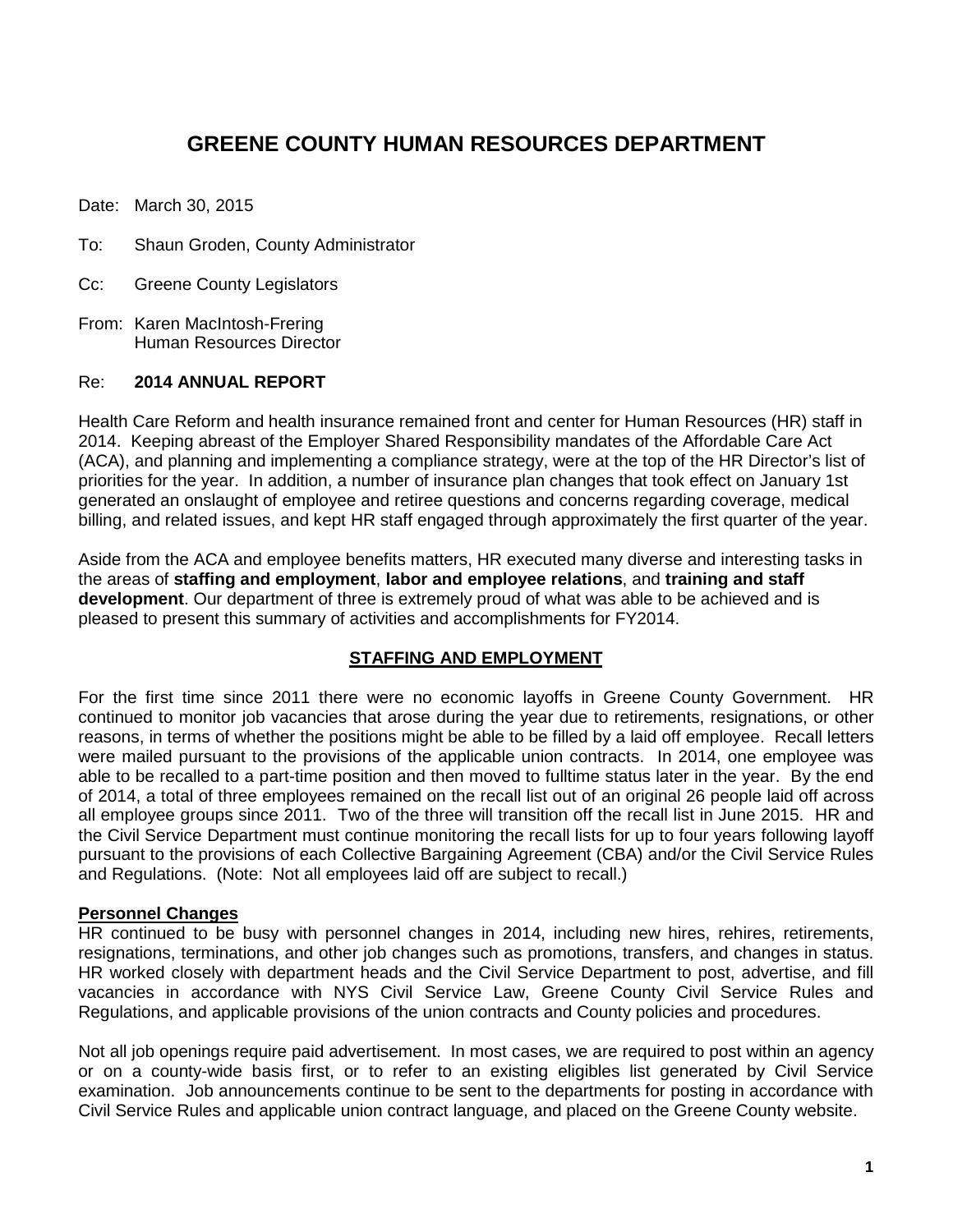# GREENE COUNTY HUMAN RESOURCES DEPARTMENT

Date: March 30, 2015

To: Shaun Groden, County Administrator

Cc: Greene County Legislators

From: Karen MacIntosh-Frering
Human Resources Director

Re: **2014 ANNUAL REPORT**

Health Care Reform and health insurance remained front and center for Human Resources (HR) staff in 2014. Keeping abreast of the Employer Shared Responsibility mandates of the Affordable Care Act (ACA), and planning and implementing a compliance strategy, were at the top of the HR Director's list of priorities for the year. In addition, a number of insurance plan changes that took effect on January 1st generated an onslaught of employee and retiree questions and concerns regarding coverage, medical billing, and related issues, and kept HR staff engaged through approximately the first quarter of the year.

Aside from the ACA and employee benefits matters, HR executed many diverse and interesting tasks in the areas of **staffing and employment**, **labor and employee relations**, and **training and staff development**. Our department of three is extremely proud of what was able to be achieved and is pleased to present this summary of activities and accomplishments for FY2014.

## STAFFING AND EMPLOYMENT

For the first time since 2011 there were no economic layoffs in Greene County Government. HR continued to monitor job vacancies that arose during the year due to retirements, resignations, or other reasons, in terms of whether the positions might be able to be filled by a laid off employee. Recall letters were mailed pursuant to the provisions of the applicable union contracts. In 2014, one employee was able to be recalled to a part-time position and then moved to fulltime status later in the year. By the end of 2014, a total of three employees remained on the recall list out of an original 26 people laid off across all employee groups since 2011. Two of the three will transition off the recall list in June 2015. HR and the Civil Service Department must continue monitoring the recall lists for up to four years following layoff pursuant to the provisions of each Collective Bargaining Agreement (CBA) and/or the Civil Service Rules and Regulations. (Note: Not all employees laid off are subject to recall.)

### Personnel Changes

HR continued to be busy with personnel changes in 2014, including new hires, rehires, retirements, resignations, terminations, and other job changes such as promotions, transfers, and changes in status. HR worked closely with department heads and the Civil Service Department to post, advertise, and fill vacancies in accordance with NYS Civil Service Law, Greene County Civil Service Rules and Regulations, and applicable provisions of the union contracts and County policies and procedures.

Not all job openings require paid advertisement. In most cases, we are required to post within an agency or on a county-wide basis first, or to refer to an existing eligibles list generated by Civil Service examination. Job announcements continue to be sent to the departments for posting in accordance with Civil Service Rules and applicable union contract language, and placed on the Greene County website.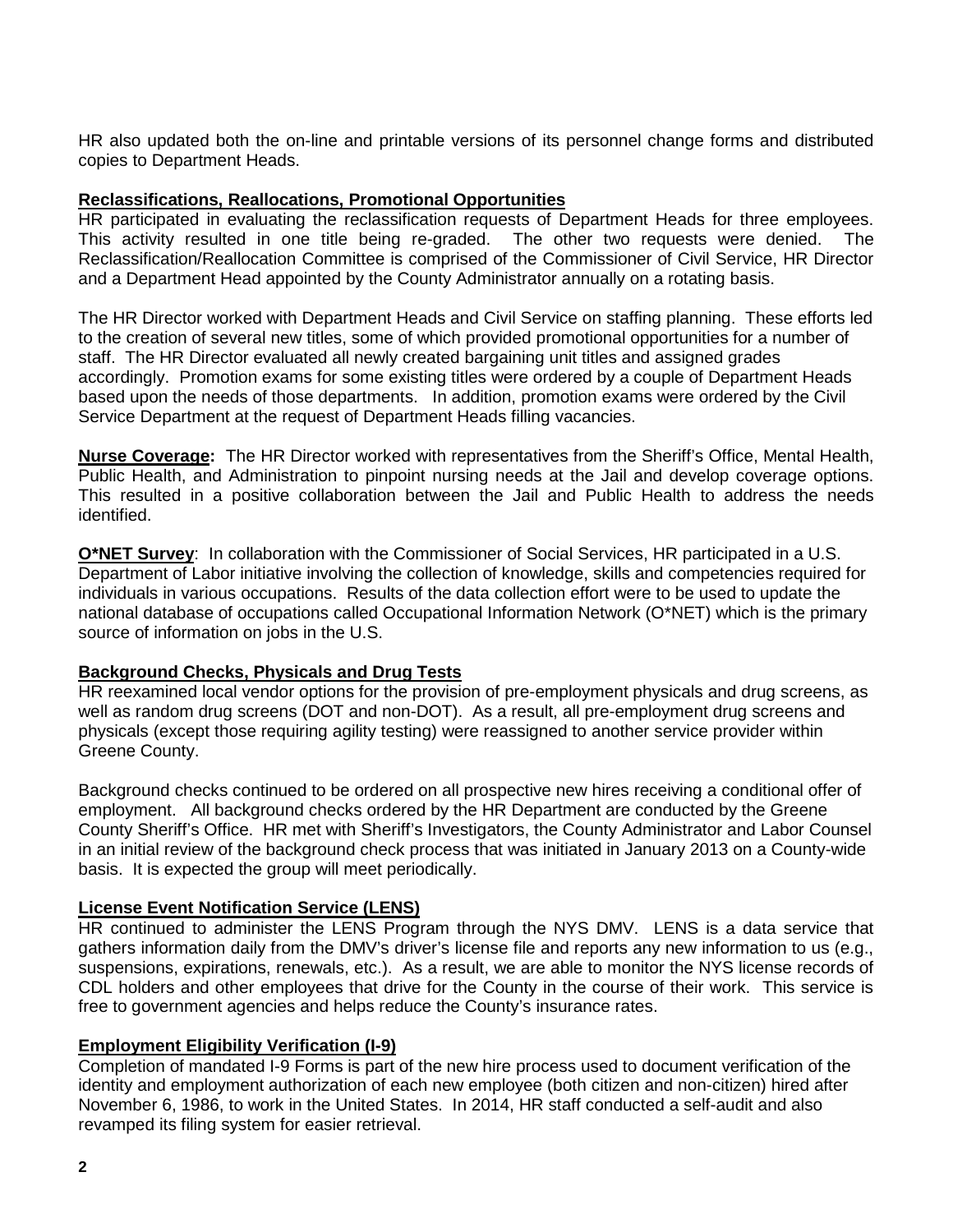HR also updated both the on-line and printable versions of its personnel change forms and distributed copies to Department Heads.

**Reclassifications, Reallocations, Promotional Opportunities**

HR participated in evaluating the reclassification requests of Department Heads for three employees. This activity resulted in one title being re-graded. The other two requests were denied. The Reclassification/Reallocation Committee is comprised of the Commissioner of Civil Service, HR Director and a Department Head appointed by the County Administrator annually on a rotating basis.

The HR Director worked with Department Heads and Civil Service on staffing planning. These efforts led to the creation of several new titles, some of which provided promotional opportunities for a number of staff. The HR Director evaluated all newly created bargaining unit titles and assigned grades accordingly. Promotion exams for some existing titles were ordered by a couple of Department Heads based upon the needs of those departments. In addition, promotion exams were ordered by the Civil Service Department at the request of Department Heads filling vacancies.

**Nurse Coverage:** The HR Director worked with representatives from the Sheriff's Office, Mental Health, Public Health, and Administration to pinpoint nursing needs at the Jail and develop coverage options. This resulted in a positive collaboration between the Jail and Public Health to address the needs identified.

**O*NET Survey**: In collaboration with the Commissioner of Social Services, HR participated in a U.S. Department of Labor initiative involving the collection of knowledge, skills and competencies required for individuals in various occupations. Results of the data collection effort were to be used to update the national database of occupations called Occupational Information Network (O*NET) which is the primary source of information on jobs in the U.S.

**Background Checks, Physicals and Drug Tests**

HR reexamined local vendor options for the provision of pre-employment physicals and drug screens, as well as random drug screens (DOT and non-DOT). As a result, all pre-employment drug screens and physicals (except those requiring agility testing) were reassigned to another service provider within Greene County.

Background checks continued to be ordered on all prospective new hires receiving a conditional offer of employment. All background checks ordered by the HR Department are conducted by the Greene County Sheriff's Office. HR met with Sheriff's Investigators, the County Administrator and Labor Counsel in an initial review of the background check process that was initiated in January 2013 on a County-wide basis. It is expected the group will meet periodically.

**License Event Notification Service (LENS)**

HR continued to administer the LENS Program through the NYS DMV. LENS is a data service that gathers information daily from the DMV's driver's license file and reports any new information to us (e.g., suspensions, expirations, renewals, etc.). As a result, we are able to monitor the NYS license records of CDL holders and other employees that drive for the County in the course of their work. This service is free to government agencies and helps reduce the County's insurance rates.

**Employment Eligibility Verification (I-9)**

Completion of mandated I-9 Forms is part of the new hire process used to document verification of the identity and employment authorization of each new employee (both citizen and non-citizen) hired after November 6, 1986, to work in the United States. In 2014, HR staff conducted a self-audit and also revamped its filing system for easier retrieval.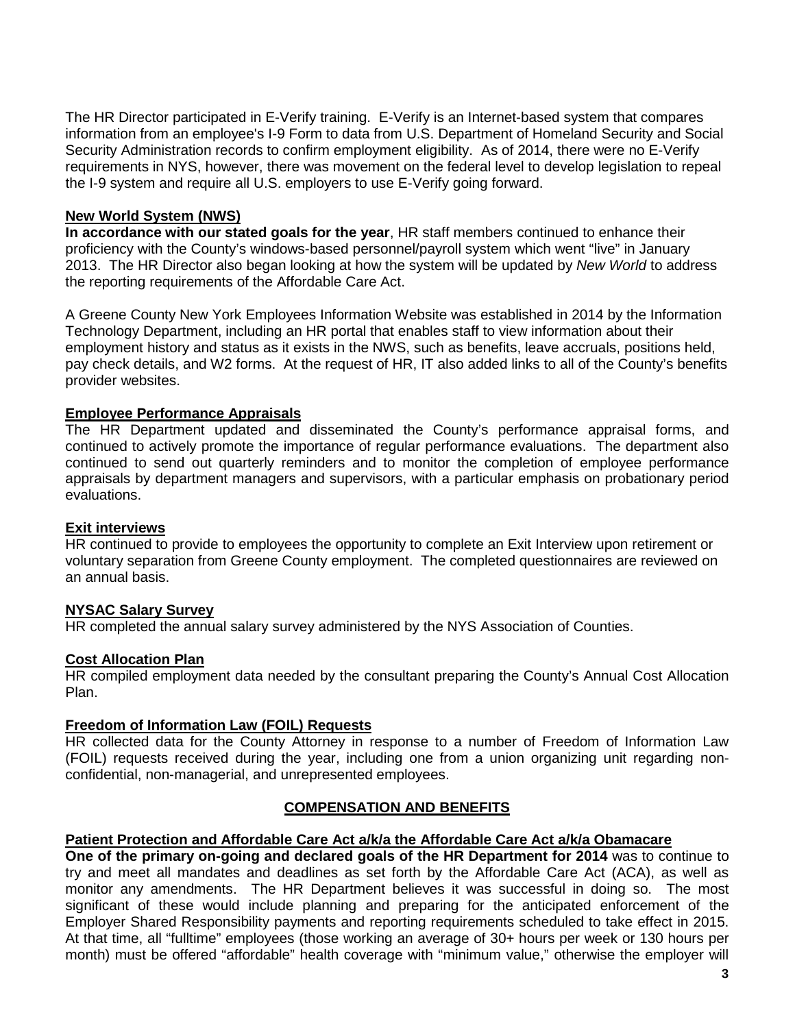The HR Director participated in E-Verify training. E-Verify is an Internet-based system that compares information from an employee's I-9 Form to data from U.S. Department of Homeland Security and Social Security Administration records to confirm employment eligibility. As of 2014, there were no E-Verify requirements in NYS, however, there was movement on the federal level to develop legislation to repeal the I-9 system and require all U.S. employers to use E-Verify going forward.

**New World System (NWS)**

**In accordance with our stated goals for the year**, HR staff members continued to enhance their proficiency with the County's windows-based personnel/payroll system which went "live" in January 2013. The HR Director also began looking at how the system will be updated by *New World* to address the reporting requirements of the Affordable Care Act.

A Greene County New York Employees Information Website was established in 2014 by the Information Technology Department, including an HR portal that enables staff to view information about their employment history and status as it exists in the NWS, such as benefits, leave accruals, positions held, pay check details, and W2 forms. At the request of HR, IT also added links to all of the County's benefits provider websites.

**Employee Performance Appraisals**

The HR Department updated and disseminated the County's performance appraisal forms, and continued to actively promote the importance of regular performance evaluations. The department also continued to send out quarterly reminders and to monitor the completion of employee performance appraisals by department managers and supervisors, with a particular emphasis on probationary period evaluations.

**Exit interviews**

HR continued to provide to employees the opportunity to complete an Exit Interview upon retirement or voluntary separation from Greene County employment. The completed questionnaires are reviewed on an annual basis.

**NYSAC Salary Survey**

HR completed the annual salary survey administered by the NYS Association of Counties.

**Cost Allocation Plan**

HR compiled employment data needed by the consultant preparing the County's Annual Cost Allocation Plan.

**Freedom of Information Law (FOIL) Requests**

HR collected data for the County Attorney in response to a number of Freedom of Information Law (FOIL) requests received during the year, including one from a union organizing unit regarding non-confidential, non-managerial, and unrepresented employees.

## COMPENSATION AND BENEFITS

**Patient Protection and Affordable Care Act a/k/a the Affordable Care Act a/k/a Obamacare**

**One of the primary on-going and declared goals of the HR Department for 2014** was to continue to try and meet all mandates and deadlines as set forth by the Affordable Care Act (ACA), as well as monitor any amendments. The HR Department believes it was successful in doing so. The most significant of these would include planning and preparing for the anticipated enforcement of the Employer Shared Responsibility payments and reporting requirements scheduled to take effect in 2015. At that time, all "fulltime" employees (those working an average of 30+ hours per week or 130 hours per month) must be offered "affordable" health coverage with "minimum value," otherwise the employer will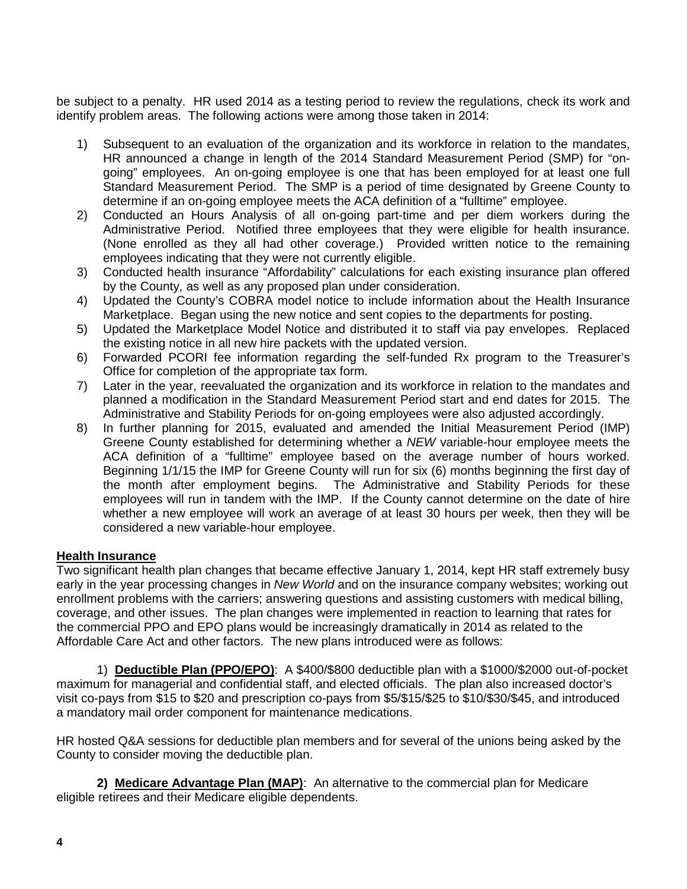be subject to a penalty. HR used 2014 as a testing period to review the regulations, check its work and identify problem areas. The following actions were among those taken in 2014:

1) Subsequent to an evaluation of the organization and its workforce in relation to the mandates, HR announced a change in length of the 2014 Standard Measurement Period (SMP) for "on-going" employees. An on-going employee is one that has been employed for at least one full Standard Measurement Period. The SMP is a period of time designated by Greene County to determine if an on-going employee meets the ACA definition of a "fulltime" employee.
2) Conducted an Hours Analysis of all on-going part-time and per diem workers during the Administrative Period. Notified three employees that they were eligible for health insurance. (None enrolled as they all had other coverage.) Provided written notice to the remaining employees indicating that they were not currently eligible.
3) Conducted health insurance "Affordability" calculations for each existing insurance plan offered by the County, as well as any proposed plan under consideration.
4) Updated the County's COBRA model notice to include information about the Health Insurance Marketplace. Began using the new notice and sent copies to the departments for posting.
5) Updated the Marketplace Model Notice and distributed it to staff via pay envelopes. Replaced the existing notice in all new hire packets with the updated version.
6) Forwarded PCORI fee information regarding the self-funded Rx program to the Treasurer's Office for completion of the appropriate tax form.
7) Later in the year, reevaluated the organization and its workforce in relation to the mandates and planned a modification in the Standard Measurement Period start and end dates for 2015. The Administrative and Stability Periods for on-going employees were also adjusted accordingly.
8) In further planning for 2015, evaluated and amended the Initial Measurement Period (IMP) Greene County established for determining whether a *NEW* variable-hour employee meets the ACA definition of a "fulltime" employee based on the average number of hours worked. Beginning 1/1/15 the IMP for Greene County will run for six (6) months beginning the first day of the month after employment begins. The Administrative and Stability Periods for these employees will run in tandem with the IMP. If the County cannot determine on the date of hire whether a new employee will work an average of at least 30 hours per week, then they will be considered a new variable-hour employee.

**Health Insurance**

Two significant health plan changes that became effective January 1, 2014, kept HR staff extremely busy early in the year processing changes in *New World* and on the insurance company websites; working out enrollment problems with the carriers; answering questions and assisting customers with medical billing, coverage, and other issues. The plan changes were implemented in reaction to learning that rates for the commercial PPO and EPO plans would be increasingly dramatically in 2014 as related to the Affordable Care Act and other factors. The new plans introduced were as follows:

1) **Deductible Plan (PPO/EPO)**: A $400/$800 deductible plan with a $1000/$2000 out-of-pocket maximum for managerial and confidential staff, and elected officials. The plan also increased doctor's visit co-pays from $15 to $20 and prescription co-pays from $5/$15/$25 to $10/$30/$45, and introduced a mandatory mail order component for maintenance medications.

HR hosted Q&A sessions for deductible plan members and for several of the unions being asked by the County to consider moving the deductible plan.

**2) Medicare Advantage Plan (MAP)**: An alternative to the commercial plan for Medicare eligible retirees and their Medicare eligible dependents.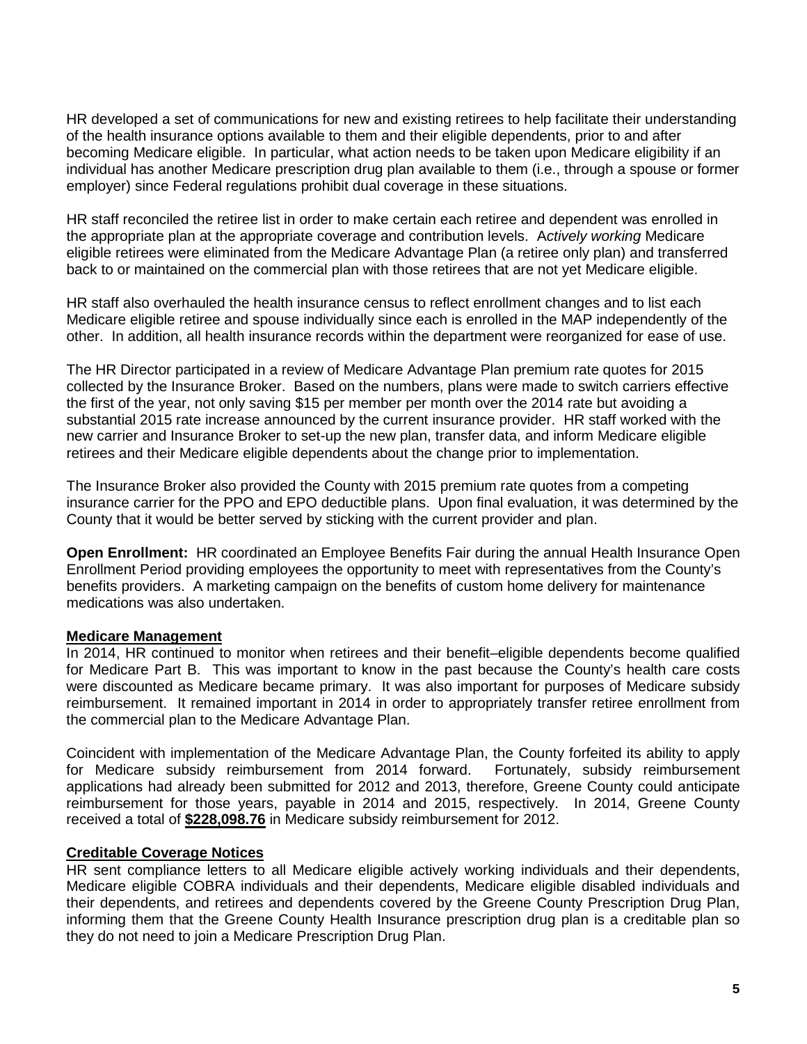HR developed a set of communications for new and existing retirees to help facilitate their understanding of the health insurance options available to them and their eligible dependents, prior to and after becoming Medicare eligible. In particular, what action needs to be taken upon Medicare eligibility if an individual has another Medicare prescription drug plan available to them (i.e., through a spouse or former employer) since Federal regulations prohibit dual coverage in these situations.

HR staff reconciled the retiree list in order to make certain each retiree and dependent was enrolled in the appropriate plan at the appropriate coverage and contribution levels. A*ctively working* Medicare eligible retirees were eliminated from the Medicare Advantage Plan (a retiree only plan) and transferred back to or maintained on the commercial plan with those retirees that are not yet Medicare eligible.

HR staff also overhauled the health insurance census to reflect enrollment changes and to list each Medicare eligible retiree and spouse individually since each is enrolled in the MAP independently of the other. In addition, all health insurance records within the department were reorganized for ease of use.

The HR Director participated in a review of Medicare Advantage Plan premium rate quotes for 2015 collected by the Insurance Broker. Based on the numbers, plans were made to switch carriers effective the first of the year, not only saving $15 per member per month over the 2014 rate but avoiding a substantial 2015 rate increase announced by the current insurance provider. HR staff worked with the new carrier and Insurance Broker to set-up the new plan, transfer data, and inform Medicare eligible retirees and their Medicare eligible dependents about the change prior to implementation.

The Insurance Broker also provided the County with 2015 premium rate quotes from a competing insurance carrier for the PPO and EPO deductible plans. Upon final evaluation, it was determined by the County that it would be better served by sticking with the current provider and plan.

**Open Enrollment:** HR coordinated an Employee Benefits Fair during the annual Health Insurance Open Enrollment Period providing employees the opportunity to meet with representatives from the County's benefits providers. A marketing campaign on the benefits of custom home delivery for maintenance medications was also undertaken.

**Medicare Management**

In 2014, HR continued to monitor when retirees and their benefit–eligible dependents become qualified for Medicare Part B. This was important to know in the past because the County's health care costs were discounted as Medicare became primary. It was also important for purposes of Medicare subsidy reimbursement. It remained important in 2014 in order to appropriately transfer retiree enrollment from the commercial plan to the Medicare Advantage Plan.

Coincident with implementation of the Medicare Advantage Plan, the County forfeited its ability to apply for Medicare subsidy reimbursement from 2014 forward. Fortunately, subsidy reimbursement applications had already been submitted for 2012 and 2013, therefore, Greene County could anticipate reimbursement for those years, payable in 2014 and 2015, respectively. In 2014, Greene County received a total of **$228,098.76** in Medicare subsidy reimbursement for 2012.

**Creditable Coverage Notices**

HR sent compliance letters to all Medicare eligible actively working individuals and their dependents, Medicare eligible COBRA individuals and their dependents, Medicare eligible disabled individuals and their dependents, and retirees and dependents covered by the Greene County Prescription Drug Plan, informing them that the Greene County Health Insurance prescription drug plan is a creditable plan so they do not need to join a Medicare Prescription Drug Plan.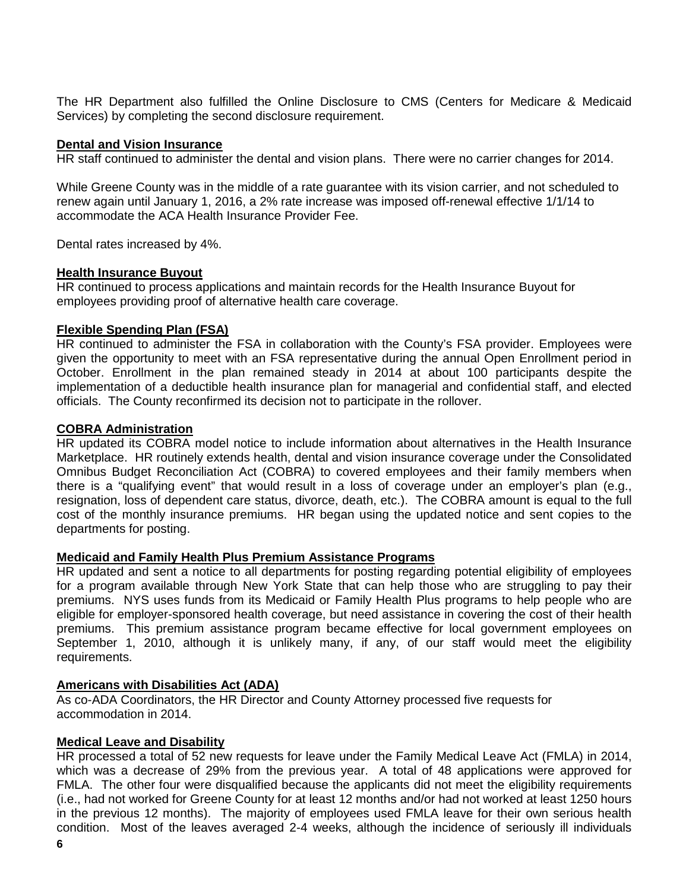The HR Department also fulfilled the Online Disclosure to CMS (Centers for Medicare & Medicaid Services) by completing the second disclosure requirement.

**Dental and Vision Insurance**

HR staff continued to administer the dental and vision plans. There were no carrier changes for 2014.

While Greene County was in the middle of a rate guarantee with its vision carrier, and not scheduled to renew again until January 1, 2016, a 2% rate increase was imposed off-renewal effective 1/1/14 to accommodate the ACA Health Insurance Provider Fee.

Dental rates increased by 4%.

**Health Insurance Buyout**

HR continued to process applications and maintain records for the Health Insurance Buyout for employees providing proof of alternative health care coverage.

**Flexible Spending Plan (FSA)**

HR continued to administer the FSA in collaboration with the County's FSA provider. Employees were given the opportunity to meet with an FSA representative during the annual Open Enrollment period in October. Enrollment in the plan remained steady in 2014 at about 100 participants despite the implementation of a deductible health insurance plan for managerial and confidential staff, and elected officials. The County reconfirmed its decision not to participate in the rollover.

**COBRA Administration**

HR updated its COBRA model notice to include information about alternatives in the Health Insurance Marketplace. HR routinely extends health, dental and vision insurance coverage under the Consolidated Omnibus Budget Reconciliation Act (COBRA) to covered employees and their family members when there is a "qualifying event" that would result in a loss of coverage under an employer's plan (e.g., resignation, loss of dependent care status, divorce, death, etc.). The COBRA amount is equal to the full cost of the monthly insurance premiums. HR began using the updated notice and sent copies to the departments for posting.

**Medicaid and Family Health Plus Premium Assistance Programs**

HR updated and sent a notice to all departments for posting regarding potential eligibility of employees for a program available through New York State that can help those who are struggling to pay their premiums. NYS uses funds from its Medicaid or Family Health Plus programs to help people who are eligible for employer-sponsored health coverage, but need assistance in covering the cost of their health premiums. This premium assistance program became effective for local government employees on September 1, 2010, although it is unlikely many, if any, of our staff would meet the eligibility requirements.

**Americans with Disabilities Act (ADA)**

As co-ADA Coordinators, the HR Director and County Attorney processed five requests for accommodation in 2014.

**Medical Leave and Disability**

HR processed a total of 52 new requests for leave under the Family Medical Leave Act (FMLA) in 2014, which was a decrease of 29% from the previous year. A total of 48 applications were approved for FMLA. The other four were disqualified because the applicants did not meet the eligibility requirements (i.e., had not worked for Greene County for at least 12 months and/or had not worked at least 1250 hours in the previous 12 months). The majority of employees used FMLA leave for their own serious health condition. Most of the leaves averaged 2-4 weeks, although the incidence of seriously ill individuals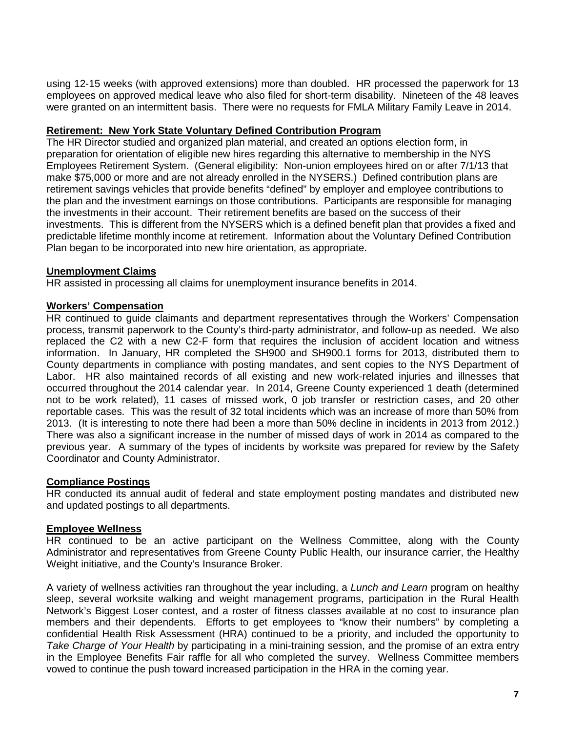using 12-15 weeks (with approved extensions) more than doubled. HR processed the paperwork for 13 employees on approved medical leave who also filed for short-term disability. Nineteen of the 48 leaves were granted on an intermittent basis. There were no requests for FMLA Military Family Leave in 2014.

**Retirement: New York State Voluntary Defined Contribution Program**

The HR Director studied and organized plan material, and created an options election form, in preparation for orientation of eligible new hires regarding this alternative to membership in the NYS Employees Retirement System. (General eligibility: Non-union employees hired on or after 7/1/13 that make $75,000 or more and are not already enrolled in the NYSERS.) Defined contribution plans are retirement savings vehicles that provide benefits "defined" by employer and employee contributions to the plan and the investment earnings on those contributions. Participants are responsible for managing the investments in their account. Their retirement benefits are based on the success of their investments. This is different from the NYSERS which is a defined benefit plan that provides a fixed and predictable lifetime monthly income at retirement. Information about the Voluntary Defined Contribution Plan began to be incorporated into new hire orientation, as appropriate.

**Unemployment Claims**

HR assisted in processing all claims for unemployment insurance benefits in 2014.

**Workers' Compensation**

HR continued to guide claimants and department representatives through the Workers' Compensation process, transmit paperwork to the County's third-party administrator, and follow-up as needed. We also replaced the C2 with a new C2-F form that requires the inclusion of accident location and witness information. In January, HR completed the SH900 and SH900.1 forms for 2013, distributed them to County departments in compliance with posting mandates, and sent copies to the NYS Department of Labor. HR also maintained records of all existing and new work-related injuries and illnesses that occurred throughout the 2014 calendar year. In 2014, Greene County experienced 1 death (determined not to be work related), 11 cases of missed work, 0 job transfer or restriction cases, and 20 other reportable cases. This was the result of 32 total incidents which was an increase of more than 50% from 2013. (It is interesting to note there had been a more than 50% decline in incidents in 2013 from 2012.) There was also a significant increase in the number of missed days of work in 2014 as compared to the previous year. A summary of the types of incidents by worksite was prepared for review by the Safety Coordinator and County Administrator.

**Compliance Postings**

HR conducted its annual audit of federal and state employment posting mandates and distributed new and updated postings to all departments.

**Employee Wellness**

HR continued to be an active participant on the Wellness Committee, along with the County Administrator and representatives from Greene County Public Health, our insurance carrier, the Healthy Weight initiative, and the County's Insurance Broker.

A variety of wellness activities ran throughout the year including, a *Lunch and Learn* program on healthy sleep, several worksite walking and weight management programs, participation in the Rural Health Network's Biggest Loser contest, and a roster of fitness classes available at no cost to insurance plan members and their dependents. Efforts to get employees to "know their numbers" by completing a confidential Health Risk Assessment (HRA) continued to be a priority, and included the opportunity to *Take Charge of Your Health* by participating in a mini-training session, and the promise of an extra entry in the Employee Benefits Fair raffle for all who completed the survey. Wellness Committee members vowed to continue the push toward increased participation in the HRA in the coming year.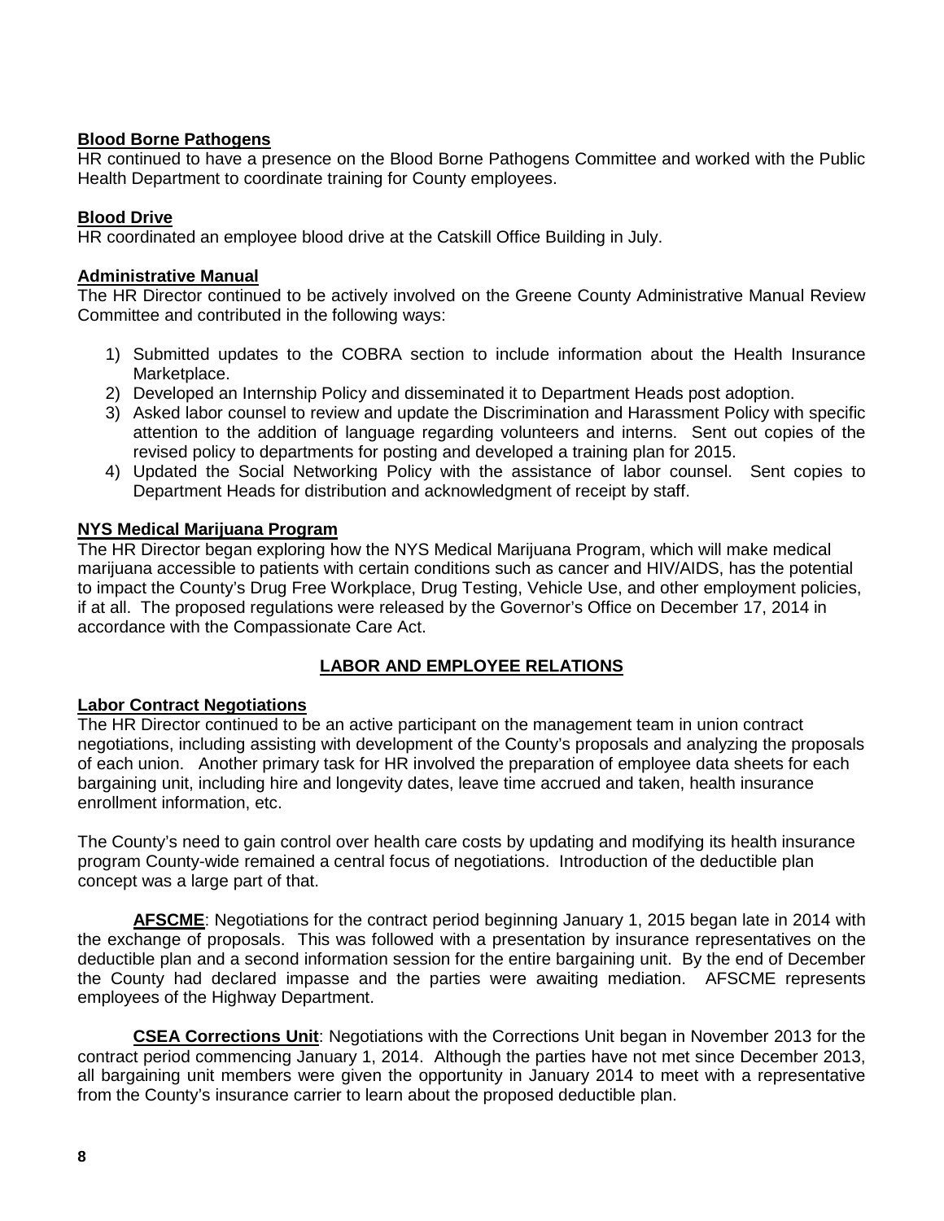**Blood Borne Pathogens**

HR continued to have a presence on the Blood Borne Pathogens Committee and worked with the Public Health Department to coordinate training for County employees.

**Blood Drive**

HR coordinated an employee blood drive at the Catskill Office Building in July.

**Administrative Manual**

The HR Director continued to be actively involved on the Greene County Administrative Manual Review Committee and contributed in the following ways:

1) Submitted updates to the COBRA section to include information about the Health Insurance Marketplace.
2) Developed an Internship Policy and disseminated it to Department Heads post adoption.
3) Asked labor counsel to review and update the Discrimination and Harassment Policy with specific attention to the addition of language regarding volunteers and interns. Sent out copies of the revised policy to departments for posting and developed a training plan for 2015.
4) Updated the Social Networking Policy with the assistance of labor counsel. Sent copies to Department Heads for distribution and acknowledgment of receipt by staff.

**NYS Medical Marijuana Program**

The HR Director began exploring how the NYS Medical Marijuana Program, which will make medical marijuana accessible to patients with certain conditions such as cancer and HIV/AIDS, has the potential to impact the County's Drug Free Workplace, Drug Testing, Vehicle Use, and other employment policies, if at all. The proposed regulations were released by the Governor's Office on December 17, 2014 in accordance with the Compassionate Care Act.

## LABOR AND EMPLOYEE RELATIONS

**Labor Contract Negotiations**

The HR Director continued to be an active participant on the management team in union contract negotiations, including assisting with development of the County's proposals and analyzing the proposals of each union. Another primary task for HR involved the preparation of employee data sheets for each bargaining unit, including hire and longevity dates, leave time accrued and taken, health insurance enrollment information, etc.

The County's need to gain control over health care costs by updating and modifying its health insurance program County-wide remained a central focus of negotiations. Introduction of the deductible plan concept was a large part of that.

**AFSCME**: Negotiations for the contract period beginning January 1, 2015 began late in 2014 with the exchange of proposals. This was followed with a presentation by insurance representatives on the deductible plan and a second information session for the entire bargaining unit. By the end of December the County had declared impasse and the parties were awaiting mediation. AFSCME represents employees of the Highway Department.

**CSEA Corrections Unit**: Negotiations with the Corrections Unit began in November 2013 for the contract period commencing January 1, 2014. Although the parties have not met since December 2013, all bargaining unit members were given the opportunity in January 2014 to meet with a representative from the County's insurance carrier to learn about the proposed deductible plan.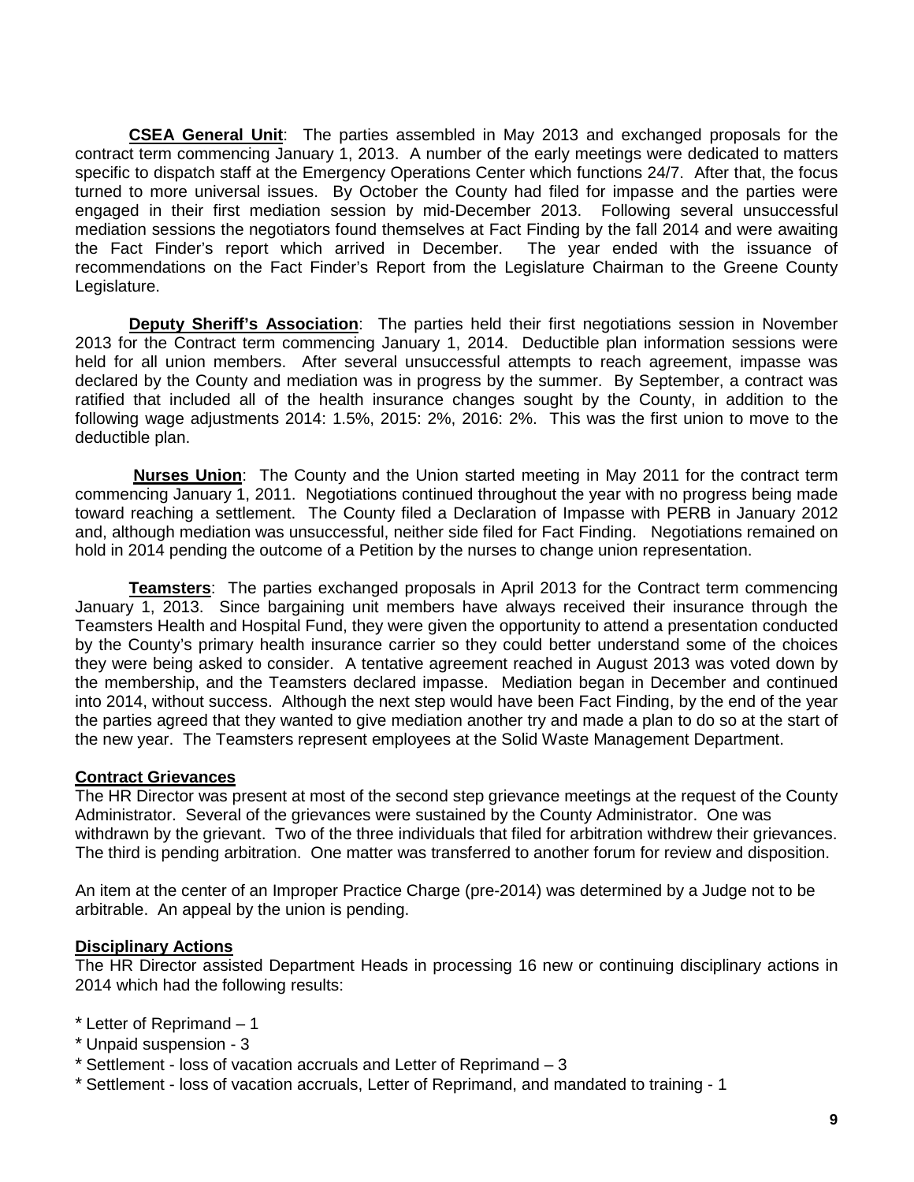**CSEA General Unit**: The parties assembled in May 2013 and exchanged proposals for the contract term commencing January 1, 2013. A number of the early meetings were dedicated to matters specific to dispatch staff at the Emergency Operations Center which functions 24/7. After that, the focus turned to more universal issues. By October the County had filed for impasse and the parties were engaged in their first mediation session by mid-December 2013. Following several unsuccessful mediation sessions the negotiators found themselves at Fact Finding by the fall 2014 and were awaiting the Fact Finder's report which arrived in December. The year ended with the issuance of recommendations on the Fact Finder's Report from the Legislature Chairman to the Greene County Legislature.

**Deputy Sheriff's Association**: The parties held their first negotiations session in November 2013 for the Contract term commencing January 1, 2014. Deductible plan information sessions were held for all union members. After several unsuccessful attempts to reach agreement, impasse was declared by the County and mediation was in progress by the summer. By September, a contract was ratified that included all of the health insurance changes sought by the County, in addition to the following wage adjustments 2014: 1.5%, 2015: 2%, 2016: 2%. This was the first union to move to the deductible plan.

**Nurses Union**: The County and the Union started meeting in May 2011 for the contract term commencing January 1, 2011. Negotiations continued throughout the year with no progress being made toward reaching a settlement. The County filed a Declaration of Impasse with PERB in January 2012 and, although mediation was unsuccessful, neither side filed for Fact Finding. Negotiations remained on hold in 2014 pending the outcome of a Petition by the nurses to change union representation.

**Teamsters**: The parties exchanged proposals in April 2013 for the Contract term commencing January 1, 2013. Since bargaining unit members have always received their insurance through the Teamsters Health and Hospital Fund, they were given the opportunity to attend a presentation conducted by the County's primary health insurance carrier so they could better understand some of the choices they were being asked to consider. A tentative agreement reached in August 2013 was voted down by the membership, and the Teamsters declared impasse. Mediation began in December and continued into 2014, without success. Although the next step would have been Fact Finding, by the end of the year the parties agreed that they wanted to give mediation another try and made a plan to do so at the start of the new year. The Teamsters represent employees at the Solid Waste Management Department.

**Contract Grievances**

The HR Director was present at most of the second step grievance meetings at the request of the County Administrator. Several of the grievances were sustained by the County Administrator. One was withdrawn by the grievant. Two of the three individuals that filed for arbitration withdrew their grievances. The third is pending arbitration. One matter was transferred to another forum for review and disposition.

An item at the center of an Improper Practice Charge (pre-2014) was determined by a Judge not to be arbitrable. An appeal by the union is pending.

**Disciplinary Actions**

The HR Director assisted Department Heads in processing 16 new or continuing disciplinary actions in 2014 which had the following results:

* Letter of Reprimand – 1
* Unpaid suspension - 3
* Settlement - loss of vacation accruals and Letter of Reprimand – 3
* Settlement - loss of vacation accruals, Letter of Reprimand, and mandated to training - 1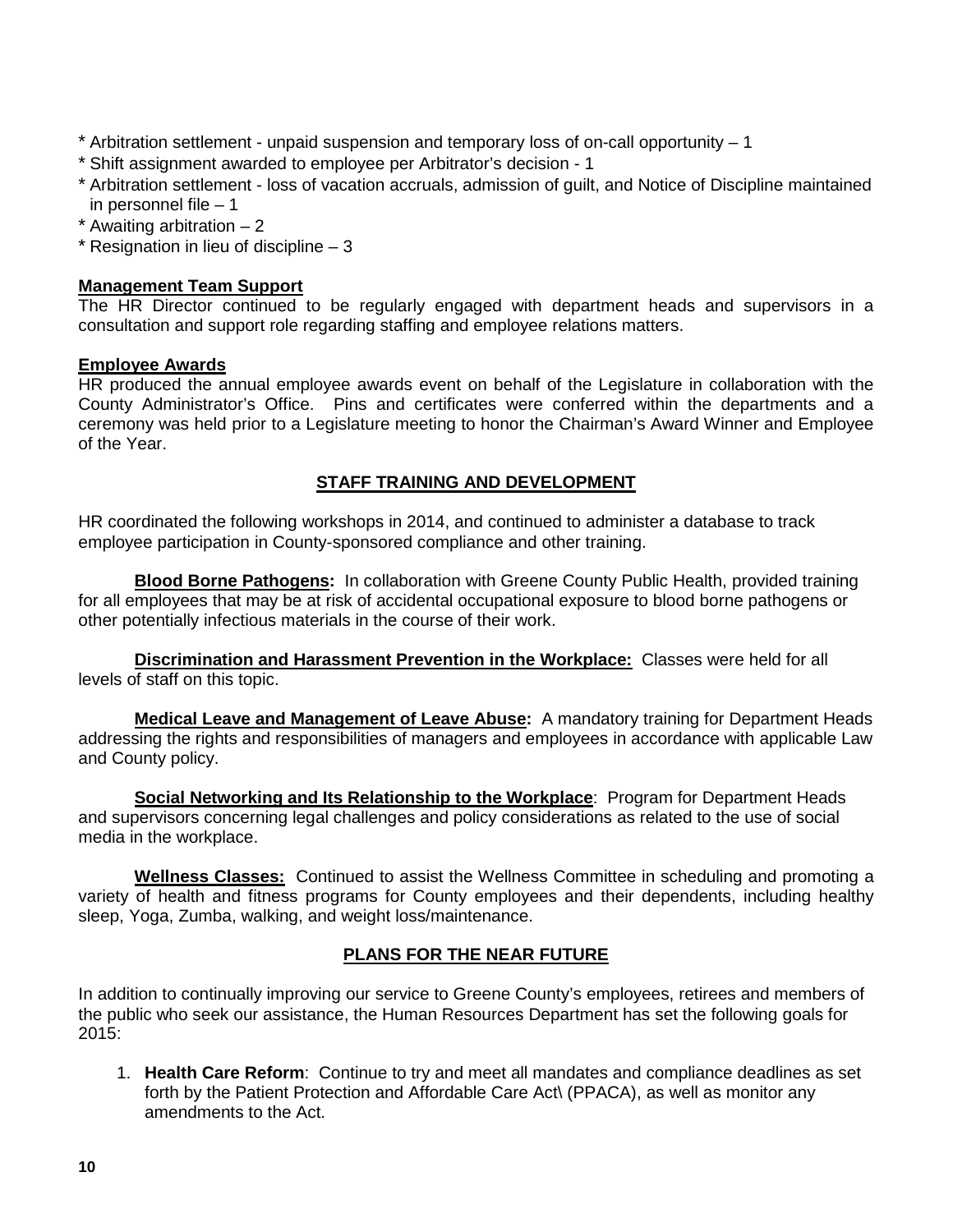* Arbitration settlement - unpaid suspension and temporary loss of on-call opportunity – 1
* Shift assignment awarded to employee per Arbitrator's decision - 1
* Arbitration settlement - loss of vacation accruals, admission of guilt, and Notice of Discipline maintained in personnel file – 1
* Awaiting arbitration – 2
* Resignation in lieu of discipline – 3

**Management Team Support**

The HR Director continued to be regularly engaged with department heads and supervisors in a consultation and support role regarding staffing and employee relations matters.

**Employee Awards**

HR produced the annual employee awards event on behalf of the Legislature in collaboration with the County Administrator's Office. Pins and certificates were conferred within the departments and a ceremony was held prior to a Legislature meeting to honor the Chairman's Award Winner and Employee of the Year.

## STAFF TRAINING AND DEVELOPMENT

HR coordinated the following workshops in 2014, and continued to administer a database to track employee participation in County-sponsored compliance and other training.

**Blood Borne Pathogens:** In collaboration with Greene County Public Health, provided training for all employees that may be at risk of accidental occupational exposure to blood borne pathogens or other potentially infectious materials in the course of their work.

**Discrimination and Harassment Prevention in the Workplace:** Classes were held for all levels of staff on this topic.

**Medical Leave and Management of Leave Abuse:** A mandatory training for Department Heads addressing the rights and responsibilities of managers and employees in accordance with applicable Law and County policy.

**Social Networking and Its Relationship to the Workplace**: Program for Department Heads and supervisors concerning legal challenges and policy considerations as related to the use of social media in the workplace.

**Wellness Classes:** Continued to assist the Wellness Committee in scheduling and promoting a variety of health and fitness programs for County employees and their dependents, including healthy sleep, Yoga, Zumba, walking, and weight loss/maintenance.

## PLANS FOR THE NEAR FUTURE

In addition to continually improving our service to Greene County's employees, retirees and members of the public who seek our assistance, the Human Resources Department has set the following goals for 2015:

1. **Health Care Reform**: Continue to try and meet all mandates and compliance deadlines as set forth by the Patient Protection and Affordable Care Act\ (PPACA), as well as monitor any amendments to the Act.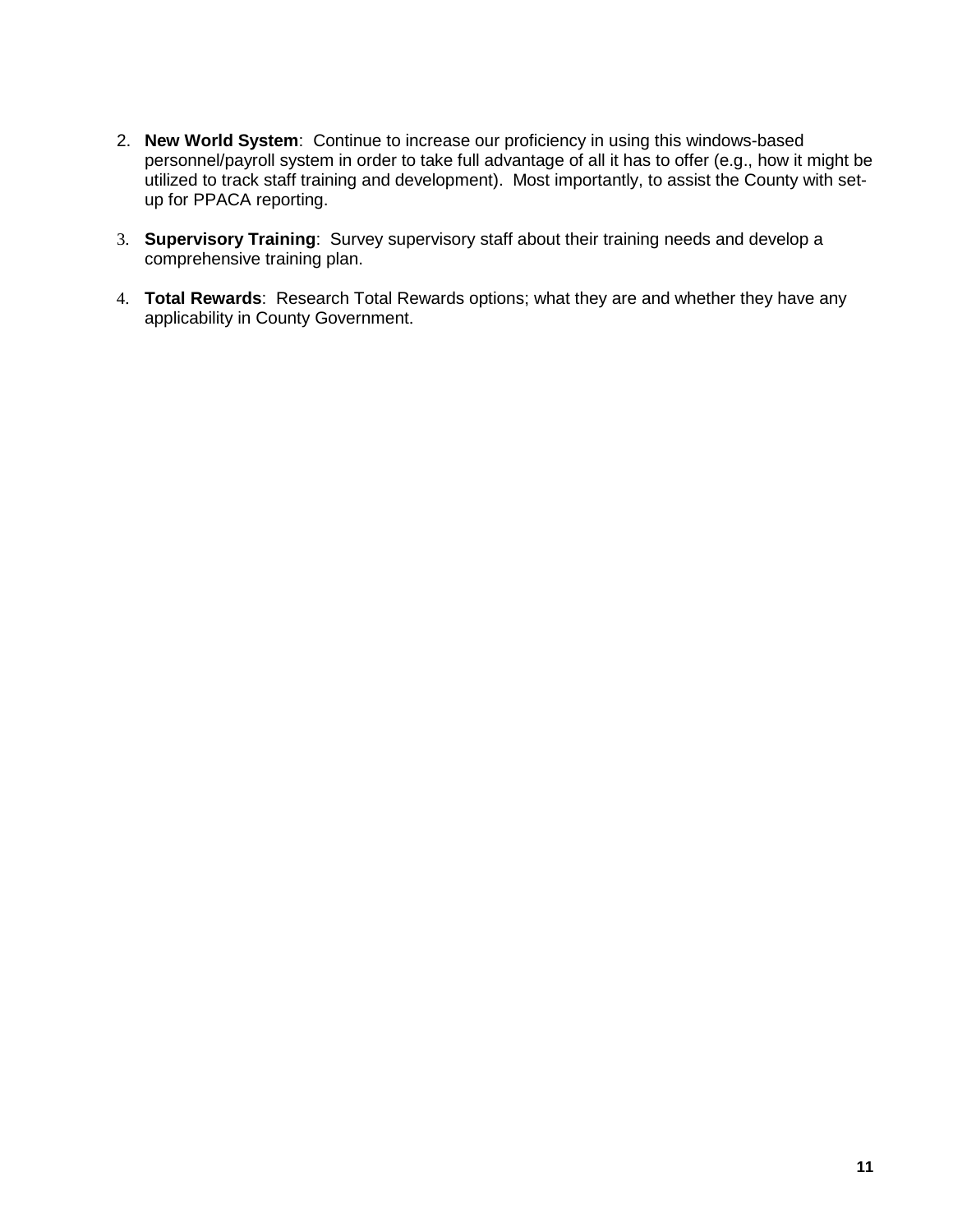2. **New World System**: Continue to increase our proficiency in using this windows-based personnel/payroll system in order to take full advantage of all it has to offer (e.g., how it might be utilized to track staff training and development). Most importantly, to assist the County with set-up for PPACA reporting.

3. **Supervisory Training**: Survey supervisory staff about their training needs and develop a comprehensive training plan.

4. **Total Rewards**: Research Total Rewards options; what they are and whether they have any applicability in County Government.